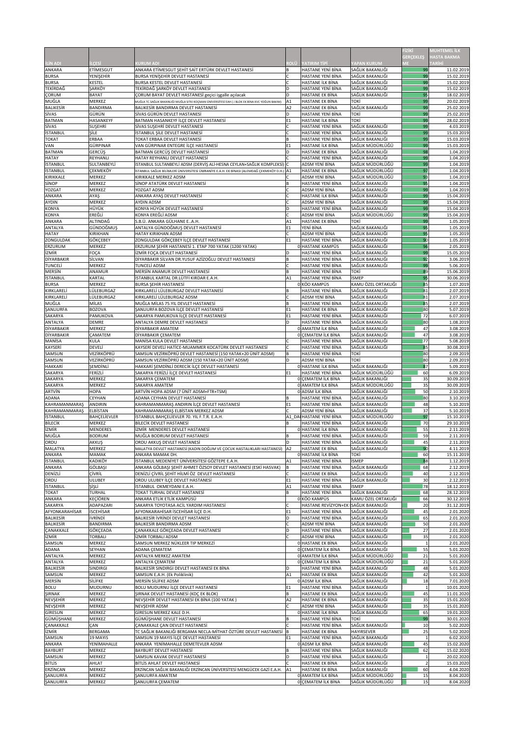| İLİN ADI | İLÇESİ | KURUM ADI | ROLÜ | YATIRIM TİPİ | YAPAN KURUM | FİZİKİ GERÇEKLEŞME | MUHTEMEL İLK HASTA BAKMA TARİHİ |
|---|---|---|---|---|---|---|---|
| ANKARA | ETİMESGUT | ANKARA ETİMESGUT ŞEHİT SAİT ERTÜRK DEVLET HASTANESİ | B | HASTANE YENİ BİNA | SAĞLIK BAKANLIĞI | 99 | 11.02.2019 |
| BURSA | YENİŞEHİR | BURSA YENİŞEHİR DEVLET HASTANESİ | C | HASTANE YENİ BİNA | SAĞLIK BAKANLIĞI | 99 | 15.02.2019 |
| BURSA | KESTEL | BURSA KESTEL DEVLET HASTANESİ | C | HASTANE İLK BİNA | SAĞLIK BAKANLIĞI | 99 | 15.02.2019 |
| TEKİRDAĞ | ŞARKÖY | TEKİRDAĞ ŞARKÖY DEVLET HASTANESİ | D | HASTANE YENİ BİNA | SAĞLIK BAKANLIĞI | 99 | 15.02.2019 |
| ÇORUM | BAYAT | ÇORUM BAYAT DEVLET HASTANESİ geçici işgalle açılacak | D | HASTANE EK BİNA | SAĞLIK BAKANLIĞI | 95 | 18.02.2019 |
| MUĞLA | MERKEZ | MUĞLA TC.SAĞLIK BAKANLIĞI MUĞLA SITKI KOÇMAN ÜNİVERSİTESİ EAH ( J BLOK EK BİNA KVC YOĞUN BAKIM) | A1 | HASTANE EK BİNA | TOKİ | 99 | 20.02.2019 |
| BALIKESİR | BANDIRMA | BALIKESİR BANDIRMA DEVLET HASTANESİ | A2 | HASTANE EK BİNA | SAĞLIK BAKANLIĞI | 99 | 25.02.2019 |
| SİVAS | GÜRÜN | SİVAS GÜRÜN DEVLET HASTANESİ | D | HASTANE YENİ BİNA | TOKİ | 99 | 25.02.2019 |
| BATMAN | HASANKEYF | BATMAN HASANKEYF İLÇE DEVLET HASTANESİ | E1 | HASTANE İLK BİNA | TOKİ | 99 | 28.02.2019 |
| SİVAS | SUŞEHRİ | SİVAS SUŞEHRİ DEVLET HASTANESİ | C | HASTANE YENİ BİNA | SAĞLIK BAKANLIĞI | 99 | 4.03.2019 |
| İSTANBUL | ŞİLE | İSTANBUL ŞİLE DEVLET HASTANESİ | C | HASTANE YENİ BİNA | SAĞLIK BAKANLIĞI | 99 | 15.03.2019 |
| TOKAT | ERBAA | TOKAT ERBAA DEVLET HASTANESİ | B | HASTANE YENİ BİNA | SAĞLIK BAKANLIĞI | 99 | 15.03.2019 |
| VAN | GÜRPINAR | VAN GÜRPINAR ENTEGRE İLÇE HASTANESİ | E1 | HASTANE İLK BİNA | SAĞLIK MÜDÜRLÜĞÜ | 99 | 15.03.2019 |
| BATMAN | GERCÜŞ | BATMAN GERCÜŞ DEVLET HASTANESİ | D | HASTANE EK BİNA | SAĞLIK BAKANLIĞI | 98 | 1.04.2019 |
| HATAY | REYHANLI | HATAY REYHANLI DEVLET HASTANESİ | C | HASTANE YENİ BİNA | SAĞLIK BAKANLIĞI | 99 | 1.04.2019 |
| İSTANBUL | SULTANBEYLİ | İSTANBUL SULTANBEYLİ ADSM (DERVİŞ ALİ-HESNA CEYLAN+SAĞLIK KOMPLEKSİ) | C | ADSM YENİ BİNA | SAĞLIK MÜDÜRLÜĞÜ | 99 | 1.04.2019 |
| İSTANBUL | ÇEKMEKÖY | İSTANBUL SAĞLIK BİLİMLERİ ÜNİVERSİTESİ ÜMRANİYE E.A.H. EK BİNASI (ALEMDAĞ ÇEKMEKÖY D.H.) | A1 | HASTANE EK BİNA | SAĞLIK MÜDÜRLÜĞÜ | 97 | 1.04.2019 |
| KIRIKKALE | MERKEZ | KIRIKKALE MERKEZ ADSM | C | ADSM YENİ BİNA | SAĞLIK MÜDÜRLÜĞÜ | 93 | 1.04.2019 |
| SİNOP | MERKEZ | SİNOP ATATÜRK DEVLET HASTANESİ | B | HASTANE YENİ BİNA | SAĞLIK BAKANLIĞI | 95 | 1.04.2019 |
| YOZGAT | MERKEZ | YOZGAT ADSM | C | ADSM YENİ BİNA | SAĞLIK BAKANLIĞI | 99 | 1.04.2019 |
| ANKARA | AYAŞ | ANKARA AYAŞ DEVLET HASTANESİ | C | HASTANE İLK BİNA | SAĞLIK BAKANLIĞI | 99 | 15.04.2019 |
| AYDIN | MERKEZ | AYDIN ADSM | C | ADSM YENİ BİNA | SAĞLIK BAKANLIĞI | 99 | 15.04.2019 |
| KONYA | HÜYÜK | KONYA HÜYÜK DEVLET HASTANESİ | D | HASTANE YENİ BİNA | SAĞLIK BAKANLIĞI | 99 | 15.04.2019 |
| KONYA | EREĞLİ | KONYA EREĞLİ ADSM | C | ADSM YENİ BİNA | SAĞLIK MÜDÜRLÜĞÜ | 99 | 15.04.2019 |
| ANKARA | ALTINDAĞ | S.B.Ü. ANKARA GÜLHANE E..A.H. | A1 | HASTANE EK BİNA | TOKİ | 99 | 1.05.2019 |
| ANTALYA | GÜNDOĞMUŞ | ANTALYA GÜNDOĞMUŞ DEVLET HASTANESİ | E1 | YENİ BİNA | SAĞLIK BAKANLIĞI | 95 | 1.05.2019 |
| HATAY | KIRIKHAN | HATAY KIRIKHAN ADSM | C | ADSM YENİ BİNA | SAĞLIK BAKANLIĞI | 95 | 1.05.2019 |
| ZONGULDAK | GÖKÇEBEY | ZONGULDAK GÖKÇEBEY İLÇE DEVLET HASTANESİ | E1 | HASTANE YENİ BİNA | SAĞLIK BAKANLIĞI | 90 | 1.05.2019 |
| ERZURUM | MERKEZ | ERZURUM ŞEHİR HASTANESİ 1. ETAP 700 YATAK (1200 YATAK) | 0 | HASTANE KAMPÜS | SAĞLIK BAKANLIĞI | 96 | 2.05.2019 |
| İZMİR | FOÇA | İZMİR FOÇA DEVLET HASTANESİ | D | HASTANE YENİ BİNA | SAĞLIK BAKANLIĞI | 99 | 15.05.2019 |
| DİYARBAKIR | SİLVAN | DİYARBAKIR SİLVAN DR.YUSUF AZİZOĞLU DEVLET HASTANESİ | B | HASTANE YENİ BİNA | SAĞLIK BAKANLIĞI | 92 | 3.06.2019 |
| TUNCELİ | MERKEZ | TUNCELİ ADSM | C | HASTANE YENİ BİNA | SAĞLIK BAKANLIĞI | 99 | 5.06.2019 |
| MERSİN | ANAMUR | MERSİN ANAMUR DEVLET HASTANESİ | B | HASTANE YENİ BİNA | TOKİ | 89 | 15.06.2019 |
| İSTANBUL | KARTAL | İSTANBUL KARTAL DR.LÜTFİ KIRDAR E.A.H. | A1 | HASTANE YENİ BİNA | İSMEP | 95 | 30.06.2019 |
| BURSA | MERKEZ | BURSA ŞEHİR HASTANESİ | 0 | KÖO KAMPÜS | KAMU ÖZEL ORTAKLIĞI | 85 | 1.07.2019 |
| KIRKLARELİ | LÜLEBURGAZ | KIRKLARELİ LÜLEBURGAZ DEVLET HASTANESİ | B | HASTANE YENİ BİNA | SAĞLIK BAKANLIĞI | 81 | 2.07.2019 |
| KIRKLARELİ | LÜLEBURGAZ | KIRKLARELİ LÜLEBURGAZ ADSM | C | ADSM YENİ BİNA | SAĞLIK BAKANLIĞI | 81 | 2.07.2019 |
| MUĞLA | MİLAS | MUĞLA MİLAS 75.YIL DEVLET HASTANESİ | B | HASTANE YENİ BİNA | SAĞLIK BAKANLIĞI | 85 | 2.07.2019 |
| ŞANLIURFA | BOZOVA | ŞANLIURFA BOZOVA İLÇE DEVLET HASTANESİ | E1 | HASTANE EK BİNA | SAĞLIK BAKANLIĞI | 80 | 5.07.2019 |
| SAKARYA | PAMUKOVA | SAKARYA PAMUKOVA İLÇE DEVLET HASTANESİ | E1 | HASTANE YENİ BİNA | SAĞLIK BAKANLIĞI | 72 | 6.07.2019 |
| ANTALYA | DEMRE | ANTALYA DEMRE DEVLET HASTANESİ | D | HASTANE YENİ BİNA | SAĞLIK BAKANLIĞI | 80 | 1.08.2019 |
| DİYARBAKIR | MERKEZ | DİYARBAKIR AMATEM | 0 | AMATEM İLK BİNA | SAĞLIK BAKANLIĞI | 47 | 3.08.2019 |
| DİYARBAKIR | ÇAMATEM | DİYARBAKIR ÇEMATEM | 0 | ÇEMATEM İLK BİNA | SAĞLIK BAKANLIĞI | 47 | 3.08.2019 |
| MANİSA | KULA | MANİSA KULA DEVLET HASTANESİ | C | HASTANE YENİ BİNA | SAĞLIK BAKANLIĞI | 77 | 5.08.2019 |
| KAYSERİ | DEVELİ | KAYSERİ DEVELİ HATİCE-MUAMMER KOCATÜRK DEVLET HASTANESİ | C | HASTANE YENİ BİNA | SAĞLIK BAKANLIĞI | 85 | 30.08.2019 |
| SAMSUN | VEZİRKÖPRÜ | SAMSUN VEZİRKÖPRÜ DEVLET HASTANESİ (150 YATAK+20 ÜNİT ADSM) | B | HASTANE YENİ BİNA | TOKİ | 80 | 2.09.2019 |
| SAMSUN | VEZİRKÖPRÜ | SAMSUN VEZİRKÖPRÜ ADSM (150 YATAK+20 ÜNİT ADSM) | D | ADSM YENİ BİNA | TOKİ | 80 | 2.09.2019 |
| HAKKARİ | ŞEMDİNLİ | HAKKARİ ŞEMDİNLİ DERECİK İLÇE DEVLET HASTANESİ | 0 | HASTANE İLK BİNA | SAĞLIK BAKANLIĞI | 87 | 5.09.2019 |
| SAKARYA | FERİZLİ | SAKARYA FERİZLİ İLÇE DEVLET HASTANESİ | E1 | HASTANE YENİ BİNA | SAĞLIK MÜDÜRLÜĞÜ | 60 | 6.09.2019 |
| SAKARYA | MERKEZ | SAKARYA ÇEMATEM | 0 | ÇEMATEM İLK BİNA | SAĞLIK BAKANLIĞI | 35 | 30.09.2019 |
| SAKARYA | MERKEZ | SAKARYA AMATEM | 0 | AMATEM İLK BİNA | SAĞLIK MÜDÜRLÜĞÜ | 35 | 30.09.2019 |
| ARTVİN | HOPA | ARTVİN HOPA ADSM (7 ÜNİT ADSM+FTR+TSM) | 0 | ADSM İLK BİNA | SAĞLIK BAKANLIĞI | 50 | 2.10.2019 |
| ADANA | CEYHAN | ADANA CEYHAN DEVLET HASTANESİ | B | HASTANE YENİ BİNA | SAĞLIK BAKANLIĞI | 80 | 3.10.2019 |
| KAHRAMANMARAŞ | ANDIRIN | KAHRAMANMARAŞ ANDIRIN İLÇE DEVLET HASTANESİ | E1 | HASTANE YENİ BİNA | SAĞLIK BAKANLIĞI | 48 | 5.10.2019 |
| KAHRAMANMARAŞ | ELBİSTAN | KAHRAMANMARAŞ ELBİSTAN MERKEZ ADSM | C | ADSM YENİ BİNA | SAĞLIK BAKANLIĞI | 37 | 5.10.2019 |
| İSTANBUL | BAHÇELİEVLER | İSTANBUL BAHÇELİEVLER 70. YIL F.T.R. E.A.H. | A1_DAL | HASTANE YENİ BİNA | SAĞLIK MÜDÜRLÜĞÜ | 97 | 15.10.2019 |
| BİLECİK | MERKEZ | BİLECİK DEVLET HASTANESİ | B | HASTANE YENİ BİNA | SAĞLIK BAKANLIĞI | 70 | 29.10.2019 |
| İZMİR | MENDERES | İZMİR MENDERES DEVLET HASTANESİ | 0 | HASTANE İLK BİNA | SAĞLIK BAKANLIĞI | 55 | 2.11.2019 |
| MUĞLA | BODRUM | MUĞLA BODRUM DEVLET HASTANESİ | B | HASTANE YENİ BİNA | SAĞLIK BAKANLIĞI | 59 | 2.11.2019 |
| ORDU | AKKUŞ | ORDU AKKUŞ DEVLET HASTANESİ | D | HASTANE YENİ BİNA | SAĞLIK BAKANLIĞI | 45 | 2.11.2019 |
| MALATYA | MERKEZ | MALATYA DEVLET HASTANESİ (KADIN DOĞUM VE ÇOCUK HASTALIKLARI HASTANESİ) | A2 | HASTANE EK BİNA | SAĞLIK BAKANLIĞI | 90 | 4.11.2019 |
| ANKARA | MAMAK | ANKARA MAMAK DH. | 0 | HASTANE İLK BİNA | TOKİ | 60 | 15.11.2019 |
| İSTANBUL | KADIKÖY | İSTANBUL MEDENİYET ÜNİVERSİTESİ GÖZTEPE E.A.H. | A1 | HASTANE YENİ BİNA | İSMEP | 88 | 1.12.2019 |
| ANKARA | GÖLBAŞI | ANKARA GÖLBAŞI ŞEHİT AHMET ÖZSOY DEVLET HASTANESİ (ESKİ HASVAK) | B | HASTANE YENİ BİNA | SAĞLIK BAKANLIĞI | 68 | 2.12.2019 |
| DENİZLİ | ÇİVRİL | DENİZLİ ÇİVRİL ŞEHİT HİLMİ ÖZ DEVLET HASTANESİ | C | HASTANE EK BİNA | SAĞLIK BAKANLIĞI | 40 | 2.12.2019 |
| ORDU | ULUBEY | ORDU ULUBEY İLÇE DEVLET HASTANESİ | E1 | HASTANE YENİ BİNA | SAĞLIK BAKANLIĞI | 30 | 2.12.2019 |
| İSTANBUL | ŞİŞLİ | İSTANBUL OKMEYDANI E.A.H. | A1 | HASTANE YENİ BİNA | İSMEP | 78 | 18.12.2019 |
| TOKAT | TURHAL | TOKAT TURHAL DEVLET HASTANESİ | B | HASTANE YENİ BİNA | SAĞLIK BAKANLIĞI | 68 | 28.12.2019 |
| ANKARA | KEÇİÖREN | ANKARA ETLİK ETLİK KAMPÜSÜ | 0 | KÖO KAMPÜS | KAMU ÖZEL ORTAKLIĞI | 66 | 30.12.2019 |
| SAKARYA | ADAPAZARI | SAKARYA TOYOTASA ACİL YARDIM HASTANESİ | C | HASTANE REVİZYON+EK | SAĞLIK BAKANLIĞI | 20 | 31.12.2019 |
| AFYONKARAHİSAR | İSCEHİSAR | AFYONKARAHİSAR İSCEHİSAR İLÇE D.H. | E1 | HASTANE YENİ BİNA | SAĞLIK BAKANLIĞI | 45 | 2.01.2020 |
| BALIKESİR | İVRİNDİ | BALIKESİR İVRİNDİ DEVLET HASTANESİ | D | HASTANE YENİ BİNA | SAĞLIK BAKANLIĞI | 65 | 2.01.2020 |
| BALIKESİR | BANDIRMA | BALIKESİR BANDIRMA ADSM | C | ADSM YENİ BİNA | SAĞLIK BAKANLIĞI | 50 | 2.01.2020 |
| ÇANAKKALE | GÖKÇEADA | ÇANAKKALE GÖKÇEADA DEVLET HASTANESİ | D | HASTANE YENİ BİNA | SAĞLIK BAKANLIĞI | 27 | 2.01.2020 |
| İZMİR | TORBALI | İZMİR TORBALI ADSM | C | ADSM YENİ BİNA | SAĞLIK BAKANLIĞI | 35 | 2.01.2020 |
| SAMSUN | MERKEZ | SAMSUN MERKEZ NÜKLEER TIP MERKEZİ | 0 | HASTANE EK BİNA | SAĞLIK BAKANLIĞI | 1 | 2.01.2020 |
| ADANA | SEYHAN | ADANA ÇEMATEM | 0 | ÇEMATEM İLK BİNA | SAĞLIK BAKANLIĞI | 55 | 5.01.2020 |
| ANTALYA | MERKEZ | ANTALYA MERKEZ AMATEM | 0 | AMATEM İLK BİNA | SAĞLIK MÜDÜRLÜĞÜ | 21 | 5.01.2020 |
| ANTALYA | MERKEZ | ANTALYA ÇEMATEM | 0 | ÇEMATEM İLK BİNA | SAĞLIK MÜDÜRLÜĞÜ | 21 | 5.01.2020 |
| BALIKESİR | SINDIRGI | BALIKESİR SINDIRGI DEVLET HASTANESİ EK BİNA | D | HASTANE YENİ BİNA | SAĞLIK BAKANLIĞI | 48 | 5.01.2020 |
| SAMSUN | MERKEZ | SAMSUN E.A.H. (Ek Poliklinik) | A1 | HASTANE EK BİNA | SAĞLIK BAKANLIĞI | 42 | 5.01.2020 |
| MERSİN | SİLİFKE | MERSİN SİLİFKE ADSM | 0 | ADSM İLK BİNA | SAĞLIK BAKANLIĞI | 18 | 7.01.2020 |
| BOLU | MUDURNU | BOLU MUDURNU İLÇE DEVLET HASTANESİ | E1 | HASTANE YENİ BİNA | SAĞLIK BAKANLIĞI | 1 | 10.01.2020 |
| ŞIRNAK | MERKEZ | ŞIRNAK DEVLET HASTANESİ (KDÇ EK BLOK) | B | HASTANE EK BİNA | SAĞLIK BAKANLIĞI | 45 | 11.01.2020 |
| NEVŞEHİR | MERKEZ | NEVŞEHİR DEVLET HASTANESİ EK BİNA (100 YATAK ) | A2 | HASTANE EK BİNA | SAĞLIK BAKANLIĞI | 35 | 15.01.2020 |
| NEVŞEHİR | MERKEZ | NEVŞEHİR ADSM | C | ADSM YENİ BİNA | SAĞLIK BAKANLIĞI | 35 | 15.01.2020 |
| GİRESUN | MERKEZ | GİRESUN MERKEZ KALE D.H. | 0 | HASTANE İLK BİNA | SAĞLIK BAKANLIĞI | 65 | 19.01.2020 |
| GÜMÜŞHANE | MERKEZ | GÜMÜŞHANE DEVLET HASTANESİ | B | HASTANE YENİ BİNA | TOKİ | 99 | 30.01.2020 |
| ÇANAKKALE | ÇAN | ÇANAKKALE ÇAN DEVLET HASTANESİ | C | HASTANE YENİ BİNA | SAĞLIK BAKANLIĞI | 10 | 5.02.2020 |
| İZMİR | BERGAMA | TC SAĞLIK BAKANLIĞI BERGAMA NECLA-MİTHAT ÖZTÜRE DEVLET HASTANESİ | B | HASTANE EK BİNA | HAYIRSEVER | 25 | 5.02.2020 |
| SAMSUN | 19 MAYIS | SAMSUN 19 MAYIS İLÇE DEVLET HASTANESİ | E1 | HASTANE YENİ BİNA | SAĞLIK BAKANLIĞI | 1 | 6.02.2020 |
| ANKARA | YENİMAHALLE | ANKARA YENİMAHALLE DEMETEVLER ADSM | 0 | ADSM İLK BİNA | SAĞLIK BAKANLIĞI | 45 | 15.02.2020 |
| BAYBURT | MERKEZ | BAYBURT DEVLET HASTANESİ | B | HASTANE YENİ BİNA | SAĞLIK BAKANLIĞI | 62 | 15.02.2020 |
| SAMSUN | MERKEZ | SAMSUN KAVAK DEVLET HASTANESİ | D | HASTANE YENİ BİNA | SAĞLIK BAKANLIĞI | 1 | 20.02.2020 |
| BİTLİS | AHLAT | BİTLİS AHLAT DEVLET HASTANESİ | C | HASTANE EK BİNA | SAĞLIK BAKANLIĞI | 2 | 15.03.2020 |
| ERZİNCAN | MERKEZ | ERZİNCAN SAĞLIK BAKANLIĞI ERZİNCAN ÜNİVERSİTESİ MENGÜCEK GAZİ E.A.H. | A1 | HASTANE EK BİNA | SAĞLIK BAKANLIĞI | 60 | 4.04.2020 |
| ŞANLIURFA | MERKEZ | ŞANLIURFA AMATEM | 0 | AMATEM İLK BİNA | SAĞLIK MÜDÜRLÜĞÜ | 15 | 8.04.2020 |
| ŞANLIURFA | MERKEZ | ŞANLIURFA ÇEMATEM | 0 | ÇEMATEM İLK BİNA | SAĞLIK MÜDÜRLÜĞÜ | 15 | 8.04.2020 |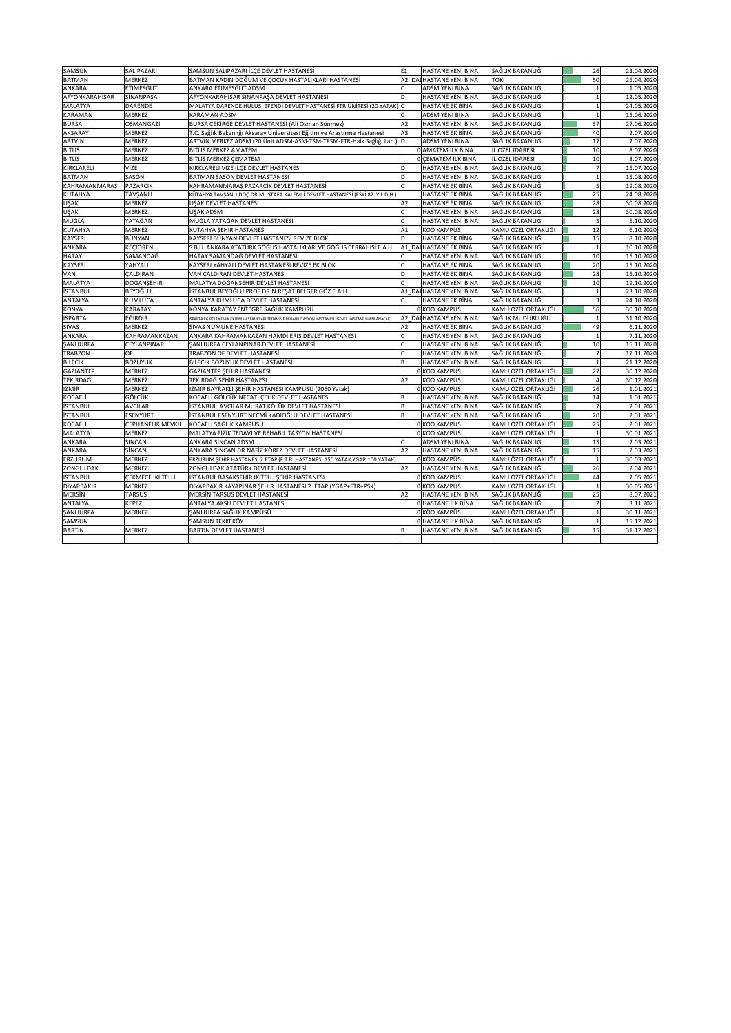| | | | | | | | |
|---|---|---|---|---|---|---|---|
| SAMSUN | SALIPAZARI | SAMSUN SALIPAZARI İLÇE DEVLET HASTANESİ | E1 | HASTANE YENİ BİNA | SAĞLIK BAKANLIĞI | 26 | 23.04.2020 |
| BATMAN | MERKEZ | BATMAN KADIN DOĞUM VE ÇOCUK HASTALIKLARI HASTANESİ | A2_DA | HASTANE YENİ BİNA | TOKİ | 50 | 25.04.2020 |
| ANKARA | ETİMESGUT | ANKARA ETİMESGUT ADSM | C | ADSM YENİ BİNA | SAĞLIK BAKANLIĞI | 1 | 1.05.2020 |
| AFYONKARAHİSAR | SİNANPAŞA | AFYONKARAHİSAR SİNANPAŞA DEVLET HASTANESİ | D | HASTANE YENİ BİNA | SAĞLIK BAKANLIĞI | 1 | 12.05.2020 |
| MALATYA | DARENDE | MALATYA DARENDE HULUSİ EFENDİ DEVLET HASTANESİ FTR ÜNİTESİ (20 YATAK) | C | HASTANE EK BİNA | SAĞLIK BAKANLIĞI | 1 | 24.05.2020 |
| KARAMAN | MERKEZ | KARAMAN ADSM | C | ADSM YENİ BİNA | SAĞLIK BAKANLIĞI | 1 | 15.06.2020 |
| BURSA | OSMANGAZİ | BURSA ÇEKİRGE DEVLET HASTANESİ (Ali Osman Sönmez) | A2 | HASTANE YENİ BİNA | SAĞLIK BAKANLIĞI | 37 | 27.06.2020 |
| AKSARAY | MERKEZ | T.C. Sağlık Bakanlığı Aksaray Üniversitesi Eğitim ve Araştırma Hastanesi | A3 | HASTANE EK BİNA | SAĞLIK BAKANLIĞI | 40 | 2.07.2020 |
| ARTVİN | MERKEZ | ARTVİN MERKEZ ADSM (20 Ünit ADSM-ASM-TSM-TRSM-FTR-Halk Sağlığı Lab.) | D | ADSM YENİ BİNA | SAĞLIK BAKANLIĞI | 17 | 2.07.2020 |
| BİTLİS | MERKEZ | BİTLİS MERKEZ AMATEM | 0 | AMATEM İLK BİNA | İL ÖZEL İDARESİ | 10 | 8.07.2020 |
| BİTLİS | MERKEZ | BİTLİS MERKEZ ÇEMATEM | 0 | ÇEMATEM İLK BİNA | İL ÖZEL İDARESİ | 10 | 8.07.2020 |
| KIRKLARELİ | VİZE | KIRKLARELİ VİZE İLÇE DEVLET HASTANESİ | D | HASTANE YENİ BİNA | SAĞLIK BAKANLIĞI | 7 | 15.07.2020 |
| BATMAN | SASON | BATMAN SASON DEVLET HASTANESİ | D | HASTANE YENİ BİNA | SAĞLIK BAKANLIĞI | 1 | 15.08.2020 |
| KAHRAMANMARAŞ | PAZARCIK | KAHRAMANMARAŞ PAZARCIK DEVLET HASTANESİ | C | HASTANE EK BİNA | SAĞLIK BAKANLIĞI | 5 | 19.08.2020 |
| KÜTAHYA | TAVŞANLI | KÜTAHYA TAVŞANLI DOÇ.DR.MUSTAFA KALEMLİ DEVLET HASTANESİ (ESKİ 82. YIL D.H.) | | HASTANE EK BİNA | SAĞLIK BAKANLIĞI | 25 | 24.08.2020 |
| UŞAK | MERKEZ | UŞAK DEVLET HASTANESİ | A2 | HASTANE EK BİNA | SAĞLIK BAKANLIĞI | 28 | 30.08.2020 |
| UŞAK | MERKEZ | UŞAK ADSM | C | HASTANE YENİ BİNA | SAĞLIK BAKANLIĞI | 28 | 30.08.2020 |
| MUĞLA | YATAĞAN | MUĞLA YATAĞAN DEVLET HASTANESİ | C | HASTANE YENİ BİNA | SAĞLIK BAKANLIĞI | 5 | 5.10.2020 |
| KÜTAHYA | MERKEZ | KÜTAHYA ŞEHİR HASTANESİ | A1 | KÖO KAMPÜS | KAMU ÖZEL ORTAKLIĞI | 12 | 6.10.2020 |
| KAYSERİ | BÜNYAN | KAYSERİ BÜNYAN DEVLET HASTANESİ REVİZE BLOK | D | HASTANE EK BİNA | SAĞLIK BAKANLIĞI | 15 | 8.10.2020 |
| ANKARA | KEÇİÖREN | S.B.Ü. ANKARA ATATÜRK GÖĞÜS HASTALIKLARI VE GÖĞÜS CERRAHİSİ E.A.H. | A1_DA | HASTANE EK BİNA | SAĞLIK BAKANLIĞI | 1 | 10.10.2020 |
| HATAY | SAMANDAĞ | HATAY SAMANDAĞ DEVLET HASTANESİ | C | HASTANE YENİ BİNA | SAĞLIK BAKANLIĞI | 10 | 15.10.2020 |
| KAYSERİ | YAHYALI | KAYSERİ YAHYALI DEVLET HASTANESİ REVİZE EK BLOK | C | HASTANE EK BİNA | SAĞLIK BAKANLIĞI | 20 | 15.10.2020 |
| VAN | ÇALDIRAN | VAN ÇALDIRAN DEVLET HASTANESİ | D | HASTANE EK BİNA | SAĞLIK BAKANLIĞI | 28 | 15.10.2020 |
| MALATYA | DOĞANŞEHİR | MALATYA DOĞANŞEHİR DEVLET HASTANESİ | C | HASTANE YENİ BİNA | SAĞLIK BAKANLIĞI | 10 | 19.10.2020 |
| İSTANBUL | BEYOĞLU | İSTANBUL BEYOĞLU PROF.DR.N.REŞAT BELGER GÖZ E.A.H | A1_DA | HASTANE YENİ BİNA | SAĞLIK BAKANLIĞI | 1 | 23.10.2020 |
| ANTALYA | KUMLUCA | ANTALYA KUMLUCA DEVLET HASTANESİ | C | HASTANE EK BİNA | SAĞLIK BAKANLIĞI | 3 | 24.10.2020 |
| KONYA | KARATAY | KONYA KARATAY ENTEGRE SAĞLIK KAMPÜSÜ | 0 | KÖO KAMPÜS | KAMU ÖZEL ORTAKLIĞI | 56 | 30.10.2020 |
| ISPARTA | EĞİRDİR | ISPARTA EĞİRDİR KEMİK EKLEM HASTALIKLARI TEDAVİ VE REHABİLİTASYON HASTANESİ (GENEL HASTANE PLANLANACAK) | A2_DA | HASTANE YENİ BİNA | SAĞLIK MÜDÜRLÜĞÜ | 1 | 31.10.2020 |
| SİVAS | MERKEZ | SİVAS NUMUNE HASTANESİ | A2 | HASTANE EK BİNA | SAĞLIK BAKANLIĞI | 49 | 6.11.2020 |
| ANKARA | KAHRAMANKAZAN | ANKARA KAHRAMANKAZAN HAMDİ ERİŞ DEVLET HASTANESİ | C | HASTANE YENİ BİNA | SAĞLIK BAKANLIĞI | 1 | 7.11.2020 |
| ŞANLIURFA | CEYLANPINAR | ŞANLIURFA CEYLANPINAR DEVLET HASTANESİ | C | HASTANE YENİ BİNA | SAĞLIK BAKANLIĞI | 10 | 15.11.2020 |
| TRABZON | OF | TRABZON OF DEVLET HASTANESİ | C | HASTANE YENİ BİNA | SAĞLIK BAKANLIĞI | 7 | 17.11.2020 |
| BİLECİK | BOZÜYÜK | BİLECİK BOZÜYÜK DEVLET HASTANESİ | B | HASTANE YENİ BİNA | SAĞLIK BAKANLIĞI | 1 | 21.12.2020 |
| GAZİANTEP | MERKEZ | GAZİANTEP ŞEHİR HASTANESİ | 0 | KÖO KAMPÜS | KAMU ÖZEL ORTAKLIĞI | 27 | 30.12.2020 |
| TEKİRDAĞ | MERKEZ | TEKİRDAĞ ŞEHİR HASTANESİ | A2 | KÖO KAMPÜS | KAMU ÖZEL ORTAKLIĞI | 4 | 30.12.2020 |
| İZMİR | MERKEZ | İZMİR BAYRAKLI ŞEHİR HASTANESİ KAMPÜSÜ (2060 Yatak) | 0 | KÖO KAMPÜS | KAMU ÖZEL ORTAKLIĞI | 26 | 1.01.2021 |
| KOCAELİ | GÖLCÜK | KOCAELİ GÖLCÜK NECATİ ÇELİK DEVLET HASTANESİ | B | HASTANE YENİ BİNA | SAĞLIK BAKANLIĞI | 14 | 1.01.2021 |
| İSTANBUL | AVCILAR | İSTANBUL AVCILAR MURAT KÖLÜK DEVLET HASTANESİ | B | HASTANE YENİ BİNA | SAĞLIK BAKANLIĞI | 7 | 2.01.2021 |
| İSTANBUL | ESENYURT | İSTANBUL ESENYURT NECMİ KADIOĞLU DEVLET HASTANESİ | B | HASTANE YENİ BİNA | SAĞLIK BAKANLIĞI | 20 | 2.01.2021 |
| KOCAELİ | CEPHANELİK MEVKİİ | KOCAELİ SAĞLIK KAMPÜSÜ | 0 | KÖO KAMPÜS | KAMU ÖZEL ORTAKLIĞI | 25 | 2.01.2021 |
| MALATYA | MERKEZ | MALATYA FİZİK TEDAVİ VE REHABİLİTASYON HASTANESİ | 0 | KÖO KAMPÜS | KAMU ÖZEL ORTAKLIĞI | 1 | 30.01.2021 |
| ANKARA | SİNCAN | ANKARA SİNCAN ADSM | C | ADSM YENİ BİNA | SAĞLIK BAKANLIĞI | 15 | 2.03.2021 |
| ANKARA | SİNCAN | ANKARA SİNCAN DR.NAFİZ KÖREZ DEVLET HASTANESİ | A2 | HASTANE YENİ BİNA | SAĞLIK BAKANLIĞI | 15 | 2.03.2021 |
| ERZURUM | MERKEZ | ERZURUM ŞEHİR HASTANESİ 2.ETAP (F.T.R. HASTANESİ:150 YATAK,YGAP:100 YATAK) | 0 | KÖO KAMPÜS | KAMU ÖZEL ORTAKLIĞI | 1 | 30.03.2021 |
| ZONGULDAK | MERKEZ | ZONGULDAK ATATÜRK DEVLET HASTANESİ | A2 | HASTANE YENİ BİNA | SAĞLIK BAKANLIĞI | 26 | 2.04.2021 |
| İSTANBUL | ÇEKMECE İKİ TELLİ | İSTANBUL BAŞAKŞEHİR İKİTELLİ ŞEHİR HASTANESİ | 0 | KÖO KAMPÜS | KAMU ÖZEL ORTAKLIĞI | 44 | 2.05.2021 |
| DİYARBAKIR | MERKEZ | DİYARBAKIR KAYAPINAR ŞEHİR HASTANESİ 2. ETAP (YGAP+FTR+PSK) | 0 | KÖO KAMPÜS | KAMU ÖZEL ORTAKLIĞI | 1 | 30.05.2021 |
| MERSİN | TARSUS | MERSİN TARSUS DEVLET HASTANESİ | A2 | HASTANE YENİ BİNA | SAĞLIK BAKANLIĞI | 25 | 8.07.2021 |
| ANTALYA | KEPEZ | ANTALYA AKSU DEVLET HASTANESİ | 0 | HASTANE İLK BİNA | SAĞLIK BAKANLIĞI | 2 | 3.11.2021 |
| ŞANLIURFA | MERKEZ | ŞANLIURFA SAĞLIK KAMPÜSÜ | 0 | KÖO KAMPÜS | KAMU ÖZEL ORTAKLIĞI | 1 | 30.11.2021 |
| SAMSUN | | SAMSUN TEKKEKÖY | 0 | HASTANE İLK BİNA | SAĞLIK BAKANLIĞI | 1 | 15.12.2021 |
| BARTIN | MERKEZ | BARTIN DEVLET HASTANESİ | B | HASTANE YENİ BİNA | SAĞLIK BAKANLIĞI | 15 | 31.12.2021 |